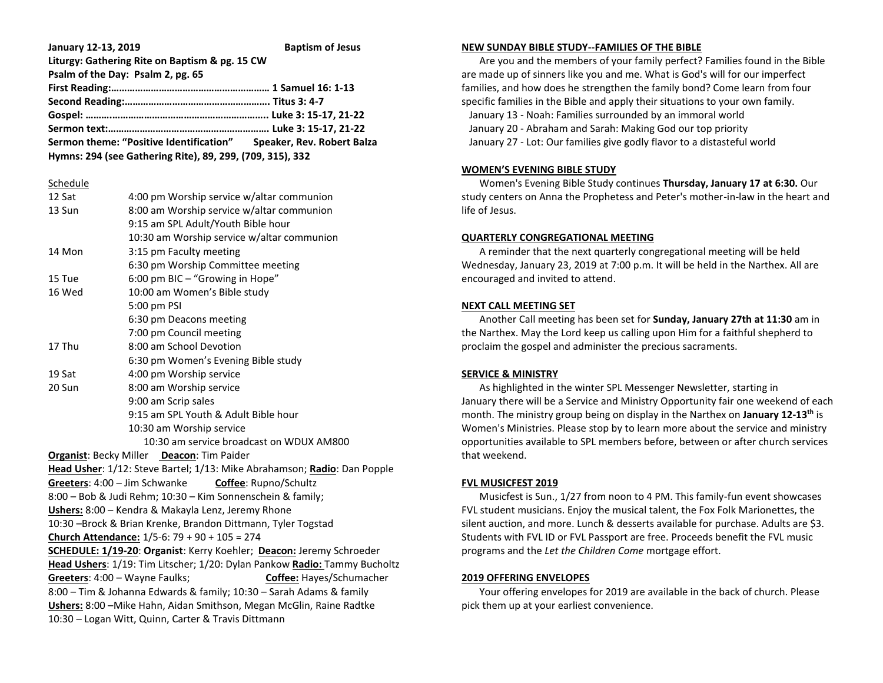**January 12-13, 2019** **Baptism of Jesus**

**Liturgy: Gathering Rite on Baptism & pg. 15 CW**

**Psalm of the Day: Psalm 2, pg. 65**

**First Reading:…………………………………………………… 1 Samuel 16: 1-13**

**Second Reading:……………………………………………… Titus 3: 4-7**

**Gospel: ……..…………………………………………………. Luke 3: 15-17, 21-22**

**Sermon text:…………………………………………………… Luke 3: 15-17, 21-22**

**Sermon theme: "Positive Identification"** **Speaker, Rev. Robert Balza**

**Hymns: 294 (see Gathering Rite), 89, 299, (709, 315), 332**

Schedule

| | |
|---|---|
| 12 Sat | 4:00 pm Worship service w/altar communion |
| 13 Sun | 8:00 am Worship service w/altar communion |
| | 9:15 am SPL Adult/Youth Bible hour |
| | 10:30 am Worship service w/altar communion |
| 14 Mon | 3:15 pm Faculty meeting |
| | 6:30 pm Worship Committee meeting |
| 15 Tue | 6:00 pm BIC – "Growing in Hope" |
| 16 Wed | 10:00 am Women's Bible study |
| | 5:00 pm PSI |
| | 6:30 pm Deacons meeting |
| | 7:00 pm Council meeting |
| 17 Thu | 8:00 am School Devotion |
| | 6:30 pm Women's Evening Bible study |
| 19 Sat | 4:00 pm Worship service |
| 20 Sun | 8:00 am Worship service |
| | 9:00 am Scrip sales |
| | 9:15 am SPL Youth & Adult Bible hour |
| | 10:30 am Worship service |
| | 10:30 am service broadcast on WDUX AM800 |

**Organist**: Becky Miller **Deacon**: Tim Paider

**Head Usher**: 1/12: Steve Bartel; 1/13: Mike Abrahamson; **Radio**: Dan Popple

**Greeters**: 4:00 – Jim Schwanke **Coffee**: Rupno/Schultz

8:00 – Bob & Judi Rehm; 10:30 – Kim Sonnenschein & family;

**Ushers:** 8:00 – Kendra & Makayla Lenz, Jeremy Rhone

10:30 –Brock & Brian Krenke, Brandon Dittmann, Tyler Togstad

**Church Attendance:** 1/5-6: 79 + 90 + 105 = 274

**SCHEDULE: 1/19-20**: **Organist**: Kerry Koehler; **Deacon:** Jeremy Schroeder

**Head Ushers**: 1/19: Tim Litscher; 1/20: Dylan Pankow **Radio:** Tammy Bucholtz

**Greeters**: 4:00 – Wayne Faulks; **Coffee:** Hayes/Schumacher

8:00 – Tim & Johanna Edwards & family; 10:30 – Sarah Adams & family

**Ushers:** 8:00 –Mike Hahn, Aidan Smithson, Megan McGlin, Raine Radtke

10:30 – Logan Witt, Quinn, Carter & Travis Dittmann

## NEW SUNDAY BIBLE STUDY--FAMILIES OF THE BIBLE

Are you and the members of your family perfect? Families found in the Bible are made up of sinners like you and me. What is God's will for our imperfect families, and how does he strengthen the family bond? Come learn from four specific families in the Bible and apply their situations to your own family.

January 13 - Noah: Families surrounded by an immoral world
January 20 - Abraham and Sarah: Making God our top priority
January 27 - Lot: Our families give godly flavor to a distasteful world

## WOMEN'S EVENING BIBLE STUDY

Women's Evening Bible Study continues **Thursday, January 17 at 6:30.** Our study centers on Anna the Prophetess and Peter's mother-in-law in the heart and life of Jesus.

## QUARTERLY CONGREGATIONAL MEETING

A reminder that the next quarterly congregational meeting will be held Wednesday, January 23, 2019 at 7:00 p.m. It will be held in the Narthex. All are encouraged and invited to attend.

## NEXT CALL MEETING SET

Another Call meeting has been set for **Sunday, January 27th at 11:30** am in the Narthex. May the Lord keep us calling upon Him for a faithful shepherd to proclaim the gospel and administer the precious sacraments.

## SERVICE & MINISTRY

As highlighted in the winter SPL Messenger Newsletter, starting in January there will be a Service and Ministry Opportunity fair one weekend of each month. The ministry group being on display in the Narthex on **January 12-13th** is Women's Ministries. Please stop by to learn more about the service and ministry opportunities available to SPL members before, between or after church services that weekend.

## FVL MUSICFEST 2019

Musicfest is Sun., 1/27 from noon to 4 PM. This family-fun event showcases FVL student musicians. Enjoy the musical talent, the Fox Folk Marionettes, the silent auction, and more. Lunch & desserts available for purchase. Adults are $3. Students with FVL ID or FVL Passport are free. Proceeds benefit the FVL music programs and the *Let the Children Come* mortgage effort.

## 2019 OFFERING ENVELOPES

Your offering envelopes for 2019 are available in the back of church. Please pick them up at your earliest convenience.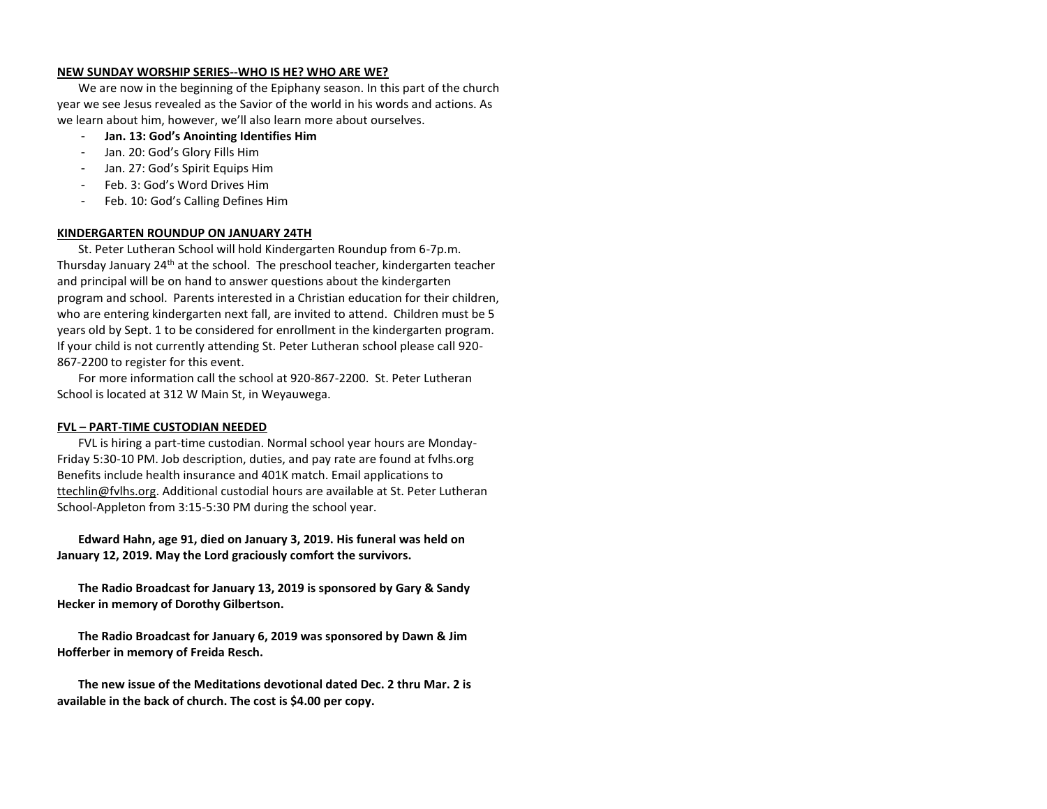**NEW SUNDAY WORSHIP SERIES--WHO IS HE? WHO ARE WE?**

We are now in the beginning of the Epiphany season. In this part of the church year we see Jesus revealed as the Savior of the world in his words and actions. As we learn about him, however, we'll also learn more about ourselves.

- **Jan. 13: God's Anointing Identifies Him**
- Jan. 20: God's Glory Fills Him
- Jan. 27: God's Spirit Equips Him
- Feb. 3: God's Word Drives Him
- Feb. 10: God's Calling Defines Him

**KINDERGARTEN ROUNDUP ON JANUARY 24TH**

St. Peter Lutheran School will hold Kindergarten Roundup from 6-7p.m. Thursday January 24th at the school. The preschool teacher, kindergarten teacher and principal will be on hand to answer questions about the kindergarten program and school. Parents interested in a Christian education for their children, who are entering kindergarten next fall, are invited to attend. Children must be 5 years old by Sept. 1 to be considered for enrollment in the kindergarten program. If your child is not currently attending St. Peter Lutheran school please call 920-867-2200 to register for this event.

For more information call the school at 920-867-2200. St. Peter Lutheran School is located at 312 W Main St, in Weyauwega.

**FVL – PART-TIME CUSTODIAN NEEDED**

FVL is hiring a part-time custodian. Normal school year hours are Monday-Friday 5:30-10 PM. Job description, duties, and pay rate are found at fvlhs.org Benefits include health insurance and 401K match. Email applications to ttechlin@fvlhs.org. Additional custodial hours are available at St. Peter Lutheran School-Appleton from 3:15-5:30 PM during the school year.

**Edward Hahn, age 91, died on January 3, 2019. His funeral was held on January 12, 2019. May the Lord graciously comfort the survivors.**

**The Radio Broadcast for January 13, 2019 is sponsored by Gary & Sandy Hecker in memory of Dorothy Gilbertson.**

**The Radio Broadcast for January 6, 2019 was sponsored by Dawn & Jim Hofferber in memory of Freida Resch.**

**The new issue of the Meditations devotional dated Dec. 2 thru Mar. 2 is available in the back of church. The cost is $4.00 per copy.**